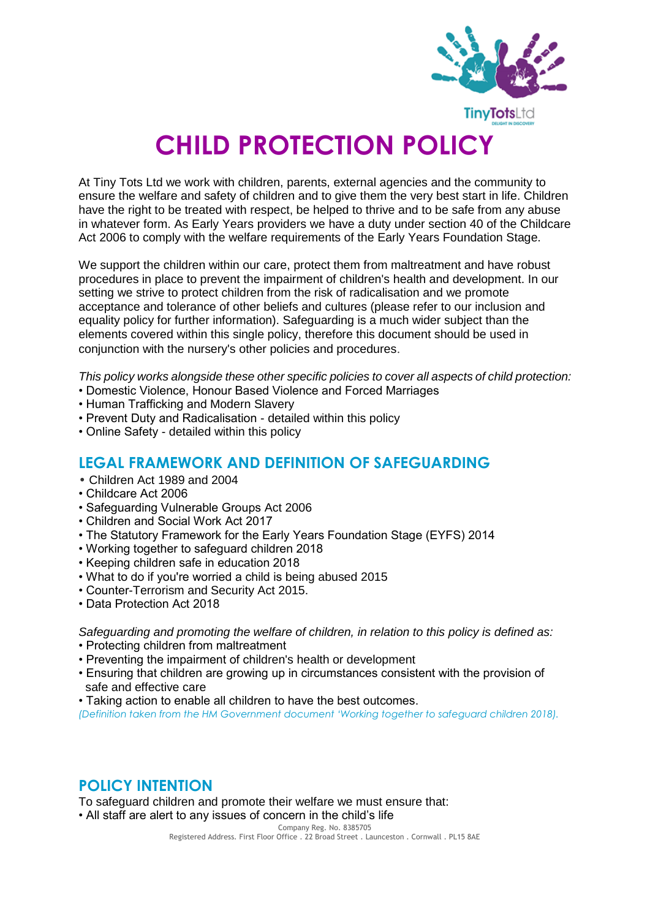# CHILD PROTECTION POLICY

At Tiny Tots Ltd we work with children, parents, external agencies and the community to ensure the welfare and safety of children and to give them the very best start in life. Children have the right to be treated with respect, be helped to thrive and to be safe from any abuse in whatever form. As Early Years providers we have a duty under section 40 of the Childcare Act 2006 to comply with the welfare requirements of the Early Years Foundation Stage.

We support the children within our care, protect them from maltreatment and have robust procedures in place to prevent the impairment of children's health and development. In our setting we strive to protect children from the risk of radicalisation and we promote acceptance and tolerance of other beliefs and cultures (please refer to our inclusion and equality policy for further information). Safeguarding is a much wider subject than the elements covered within this single policy, therefore this document should be used in conjunction with the nursery's other policies and procedures.

*This policy works alongside these other specific policies to cover all aspects of child protection:*

- Domestic Violence, Honour Based Violence and Forced Marriages
- Human Trafficking and Modern Slavery
- Prevent Duty and Radicalisation - detailed within this policy
- Online Safety - detailed within this policy

## LEGAL FRAMEWORK AND DEFINITION OF SAFEGUARDING

- Children Act 1989 and 2004
- Childcare Act 2006
- Safeguarding Vulnerable Groups Act 2006
- Children and Social Work Act 2017
- The Statutory Framework for the Early Years Foundation Stage (EYFS) 2014
- Working together to safeguard children 2018
- Keeping children safe in education 2018
- What to do if you're worried a child is being abused 2015
- Counter-Terrorism and Security Act 2015.
- Data Protection Act 2018

*Safeguarding and promoting the welfare of children, in relation to this policy is defined as:*

- Protecting children from maltreatment
- Preventing the impairment of children's health or development
- Ensuring that children are growing up in circumstances consistent with the provision of safe and effective care
- Taking action to enable all children to have the best outcomes.

*(Definition taken from the HM Government document 'Working together to safeguard children 2018).*

## POLICY INTENTION

To safeguard children and promote their welfare we must ensure that:

- All staff are alert to any issues of concern in the child's life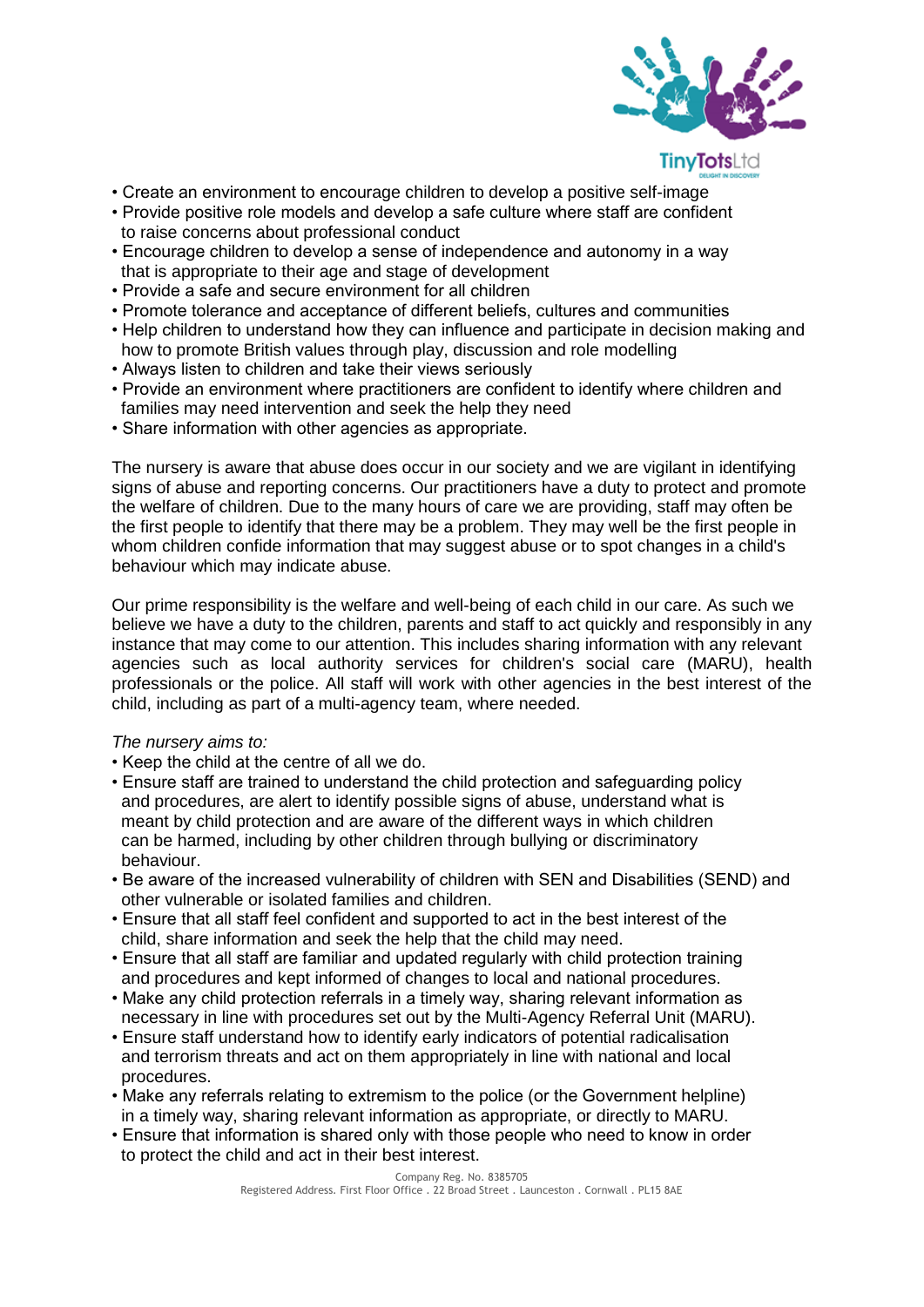- Create an environment to encourage children to develop a positive self-image
- Provide positive role models and develop a safe culture where staff are confident to raise concerns about professional conduct
- Encourage children to develop a sense of independence and autonomy in a way that is appropriate to their age and stage of development
- Provide a safe and secure environment for all children
- Promote tolerance and acceptance of different beliefs, cultures and communities
- Help children to understand how they can influence and participate in decision making and how to promote British values through play, discussion and role modelling
- Always listen to children and take their views seriously
- Provide an environment where practitioners are confident to identify where children and families may need intervention and seek the help they need
- Share information with other agencies as appropriate.

The nursery is aware that abuse does occur in our society and we are vigilant in identifying signs of abuse and reporting concerns. Our practitioners have a duty to protect and promote the welfare of children. Due to the many hours of care we are providing, staff may often be the first people to identify that there may be a problem. They may well be the first people in whom children confide information that may suggest abuse or to spot changes in a child's behaviour which may indicate abuse.

Our prime responsibility is the welfare and well-being of each child in our care. As such we believe we have a duty to the children, parents and staff to act quickly and responsibly in any instance that may come to our attention. This includes sharing information with any relevant agencies such as local authority services for children's social care (MARU), health professionals or the police. All staff will work with other agencies in the best interest of the child, including as part of a multi-agency team, where needed.

*The nursery aims to:*

- Keep the child at the centre of all we do.
- Ensure staff are trained to understand the child protection and safeguarding policy and procedures, are alert to identify possible signs of abuse, understand what is meant by child protection and are aware of the different ways in which children can be harmed, including by other children through bullying or discriminatory behaviour.
- Be aware of the increased vulnerability of children with SEN and Disabilities (SEND) and other vulnerable or isolated families and children.
- Ensure that all staff feel confident and supported to act in the best interest of the child, share information and seek the help that the child may need.
- Ensure that all staff are familiar and updated regularly with child protection training and procedures and kept informed of changes to local and national procedures.
- Make any child protection referrals in a timely way, sharing relevant information as necessary in line with procedures set out by the Multi-Agency Referral Unit (MARU).
- Ensure staff understand how to identify early indicators of potential radicalisation and terrorism threats and act on them appropriately in line with national and local procedures.
- Make any referrals relating to extremism to the police (or the Government helpline) in a timely way, sharing relevant information as appropriate, or directly to MARU.
- Ensure that information is shared only with those people who need to know in order to protect the child and act in their best interest.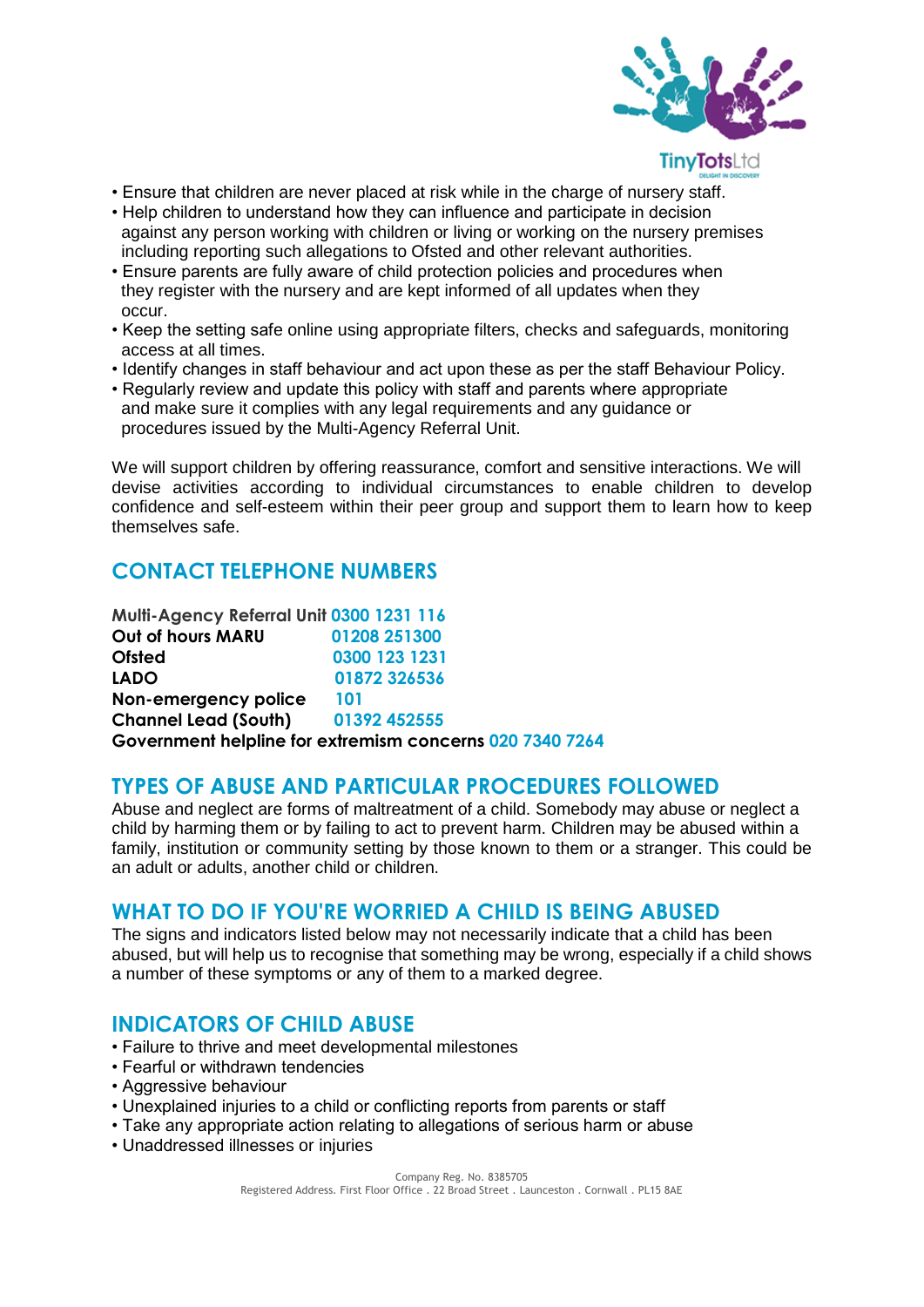- Ensure that children are never placed at risk while in the charge of nursery staff.
- Help children to understand how they can influence and participate in decision against any person working with children or living or working on the nursery premises including reporting such allegations to Ofsted and other relevant authorities.
- Ensure parents are fully aware of child protection policies and procedures when they register with the nursery and are kept informed of all updates when they occur.
- Keep the setting safe online using appropriate filters, checks and safeguards, monitoring access at all times.
- Identify changes in staff behaviour and act upon these as per the staff Behaviour Policy.
- Regularly review and update this policy with staff and parents where appropriate and make sure it complies with any legal requirements and any guidance or procedures issued by the Multi-Agency Referral Unit.

We will support children by offering reassurance, comfort and sensitive interactions. We will devise activities according to individual circumstances to enable children to develop confidence and self-esteem within their peer group and support them to learn how to keep themselves safe.

## CONTACT TELEPHONE NUMBERS

**Multi-Agency Referral Unit** 0300 1231 116
**Out of hours MARU** 01208 251300
**Ofsted** 0300 123 1231
**LADO** 01872 326536
**Non-emergency police** 101
**Channel Lead (South)** 01392 452555
**Government helpline for extremism concerns** 020 7340 7264

## TYPES OF ABUSE AND PARTICULAR PROCEDURES FOLLOWED

Abuse and neglect are forms of maltreatment of a child. Somebody may abuse or neglect a child by harming them or by failing to act to prevent harm. Children may be abused within a family, institution or community setting by those known to them or a stranger. This could be an adult or adults, another child or children.

## WHAT TO DO IF YOU'RE WORRIED A CHILD IS BEING ABUSED

The signs and indicators listed below may not necessarily indicate that a child has been abused, but will help us to recognise that something may be wrong, especially if a child shows a number of these symptoms or any of them to a marked degree.

## INDICATORS OF CHILD ABUSE

- Failure to thrive and meet developmental milestones
- Fearful or withdrawn tendencies
- Aggressive behaviour
- Unexplained injuries to a child or conflicting reports from parents or staff
- Take any appropriate action relating to allegations of serious harm or abuse
- Unaddressed illnesses or injuries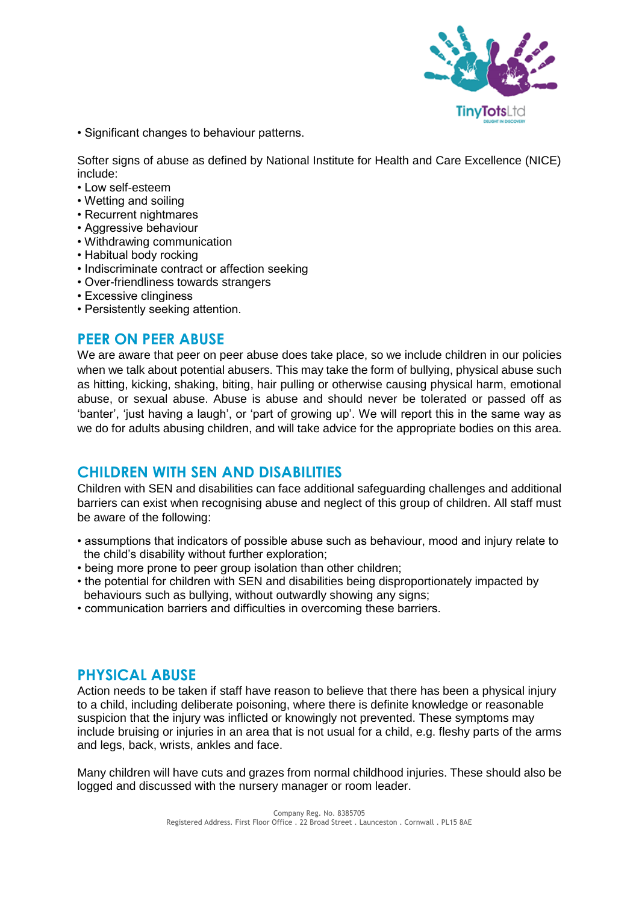- Significant changes to behaviour patterns.

Softer signs of abuse as defined by National Institute for Health and Care Excellence (NICE) include:

- Low self-esteem
- Wetting and soiling
- Recurrent nightmares
- Aggressive behaviour
- Withdrawing communication
- Habitual body rocking
- Indiscriminate contract or affection seeking
- Over-friendliness towards strangers
- Excessive clinginess
- Persistently seeking attention.

## PEER ON PEER ABUSE

We are aware that peer on peer abuse does take place, so we include children in our policies when we talk about potential abusers. This may take the form of bullying, physical abuse such as hitting, kicking, shaking, biting, hair pulling or otherwise causing physical harm, emotional abuse, or sexual abuse. Abuse is abuse and should never be tolerated or passed off as 'banter', 'just having a laugh', or 'part of growing up'. We will report this in the same way as we do for adults abusing children, and will take advice for the appropriate bodies on this area.

## CHILDREN WITH SEN AND DISABILITIES

Children with SEN and disabilities can face additional safeguarding challenges and additional barriers can exist when recognising abuse and neglect of this group of children. All staff must be aware of the following:

- assumptions that indicators of possible abuse such as behaviour, mood and injury relate to the child's disability without further exploration;
- being more prone to peer group isolation than other children;
- the potential for children with SEN and disabilities being disproportionately impacted by behaviours such as bullying, without outwardly showing any signs;
- communication barriers and difficulties in overcoming these barriers.

## PHYSICAL ABUSE

Action needs to be taken if staff have reason to believe that there has been a physical injury to a child, including deliberate poisoning, where there is definite knowledge or reasonable suspicion that the injury was inflicted or knowingly not prevented. These symptoms may include bruising or injuries in an area that is not usual for a child, e.g. fleshy parts of the arms and legs, back, wrists, ankles and face.

Many children will have cuts and grazes from normal childhood injuries. These should also be logged and discussed with the nursery manager or room leader.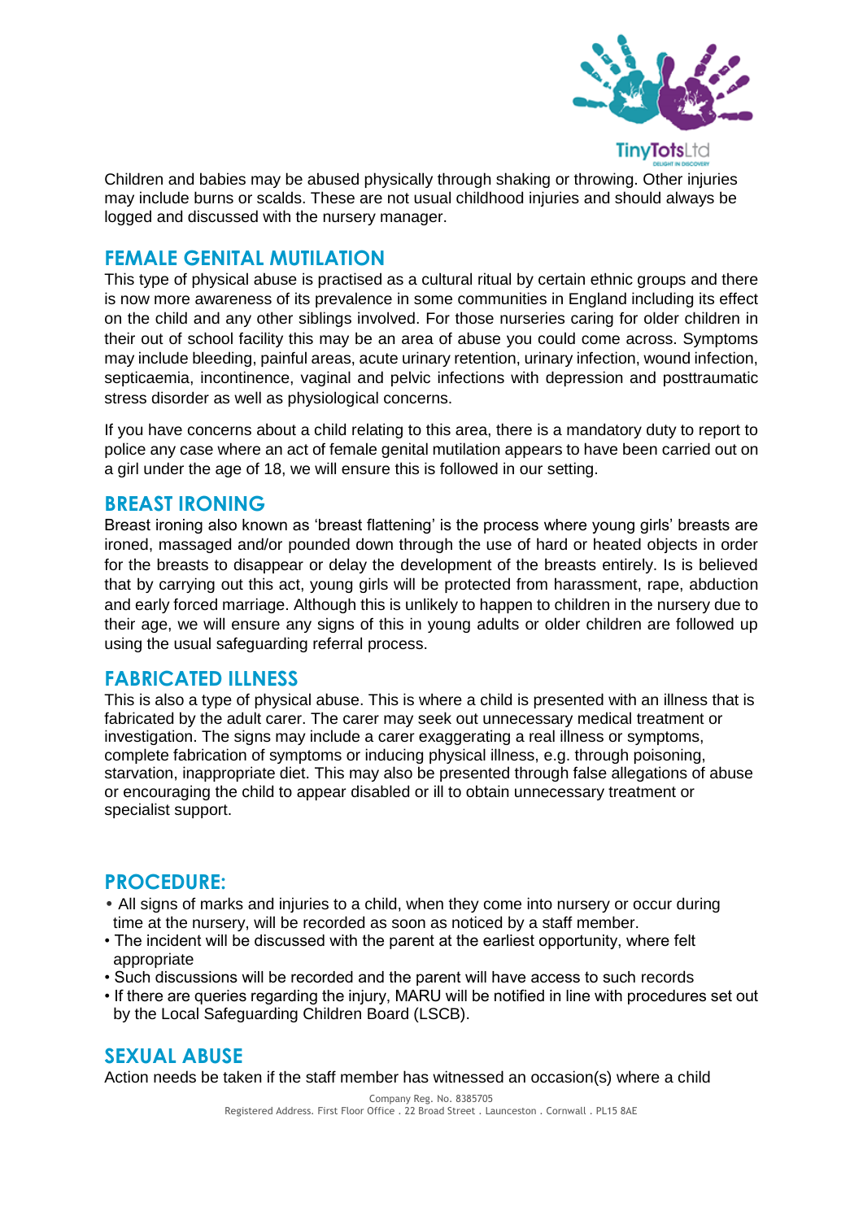Children and babies may be abused physically through shaking or throwing. Other injuries may include burns or scalds. These are not usual childhood injuries and should always be logged and discussed with the nursery manager.

## FEMALE GENITAL MUTILATION

This type of physical abuse is practised as a cultural ritual by certain ethnic groups and there is now more awareness of its prevalence in some communities in England including its effect on the child and any other siblings involved. For those nurseries caring for older children in their out of school facility this may be an area of abuse you could come across. Symptoms may include bleeding, painful areas, acute urinary retention, urinary infection, wound infection, septicaemia, incontinence, vaginal and pelvic infections with depression and posttraumatic stress disorder as well as physiological concerns.

If you have concerns about a child relating to this area, there is a mandatory duty to report to police any case where an act of female genital mutilation appears to have been carried out on a girl under the age of 18, we will ensure this is followed in our setting.

## BREAST IRONING

Breast ironing also known as 'breast flattening' is the process where young girls' breasts are ironed, massaged and/or pounded down through the use of hard or heated objects in order for the breasts to disappear or delay the development of the breasts entirely. Is is believed that by carrying out this act, young girls will be protected from harassment, rape, abduction and early forced marriage. Although this is unlikely to happen to children in the nursery due to their age, we will ensure any signs of this in young adults or older children are followed up using the usual safeguarding referral process.

## FABRICATED ILLNESS

This is also a type of physical abuse. This is where a child is presented with an illness that is fabricated by the adult carer. The carer may seek out unnecessary medical treatment or investigation. The signs may include a carer exaggerating a real illness or symptoms, complete fabrication of symptoms or inducing physical illness, e.g. through poisoning, starvation, inappropriate diet. This may also be presented through false allegations of abuse or encouraging the child to appear disabled or ill to obtain unnecessary treatment or specialist support.

## PROCEDURE:

- All signs of marks and injuries to a child, when they come into nursery or occur during time at the nursery, will be recorded as soon as noticed by a staff member.
- The incident will be discussed with the parent at the earliest opportunity, where felt appropriate
- Such discussions will be recorded and the parent will have access to such records
- If there are queries regarding the injury, MARU will be notified in line with procedures set out by the Local Safeguarding Children Board (LSCB).

## SEXUAL ABUSE

Action needs be taken if the staff member has witnessed an occasion(s) where a child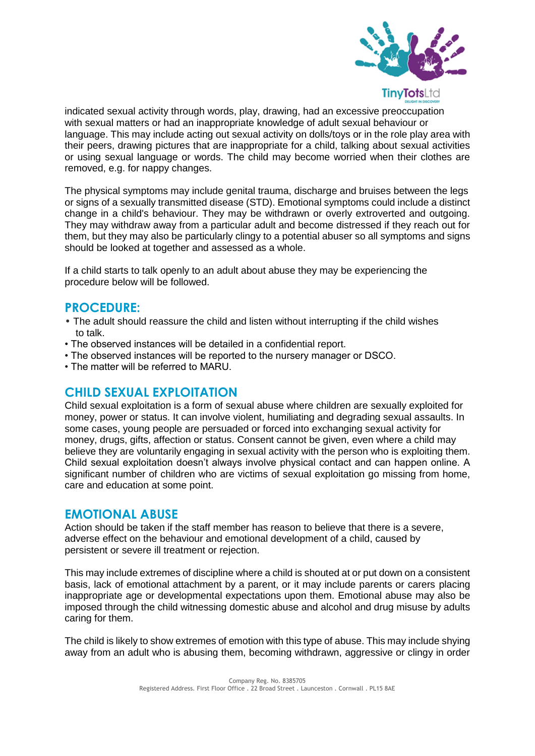indicated sexual activity through words, play, drawing, had an excessive preoccupation with sexual matters or had an inappropriate knowledge of adult sexual behaviour or language. This may include acting out sexual activity on dolls/toys or in the role play area with their peers, drawing pictures that are inappropriate for a child, talking about sexual activities or using sexual language or words. The child may become worried when their clothes are removed, e.g. for nappy changes.

The physical symptoms may include genital trauma, discharge and bruises between the legs or signs of a sexually transmitted disease (STD). Emotional symptoms could include a distinct change in a child's behaviour. They may be withdrawn or overly extroverted and outgoing. They may withdraw away from a particular adult and become distressed if they reach out for them, but they may also be particularly clingy to a potential abuser so all symptoms and signs should be looked at together and assessed as a whole.

If a child starts to talk openly to an adult about abuse they may be experiencing the procedure below will be followed.

## PROCEDURE:

- The adult should reassure the child and listen without interrupting if the child wishes to talk.
- The observed instances will be detailed in a confidential report.
- The observed instances will be reported to the nursery manager or DSCO.
- The matter will be referred to MARU.

## CHILD SEXUAL EXPLOITATION

Child sexual exploitation is a form of sexual abuse where children are sexually exploited for money, power or status. It can involve violent, humiliating and degrading sexual assaults. In some cases, young people are persuaded or forced into exchanging sexual activity for money, drugs, gifts, affection or status. Consent cannot be given, even where a child may believe they are voluntarily engaging in sexual activity with the person who is exploiting them. Child sexual exploitation doesn't always involve physical contact and can happen online. A significant number of children who are victims of sexual exploitation go missing from home, care and education at some point.

## EMOTIONAL ABUSE

Action should be taken if the staff member has reason to believe that there is a severe, adverse effect on the behaviour and emotional development of a child, caused by persistent or severe ill treatment or rejection.

This may include extremes of discipline where a child is shouted at or put down on a consistent basis, lack of emotional attachment by a parent, or it may include parents or carers placing inappropriate age or developmental expectations upon them. Emotional abuse may also be imposed through the child witnessing domestic abuse and alcohol and drug misuse by adults caring for them.

The child is likely to show extremes of emotion with this type of abuse. This may include shying away from an adult who is abusing them, becoming withdrawn, aggressive or clingy in order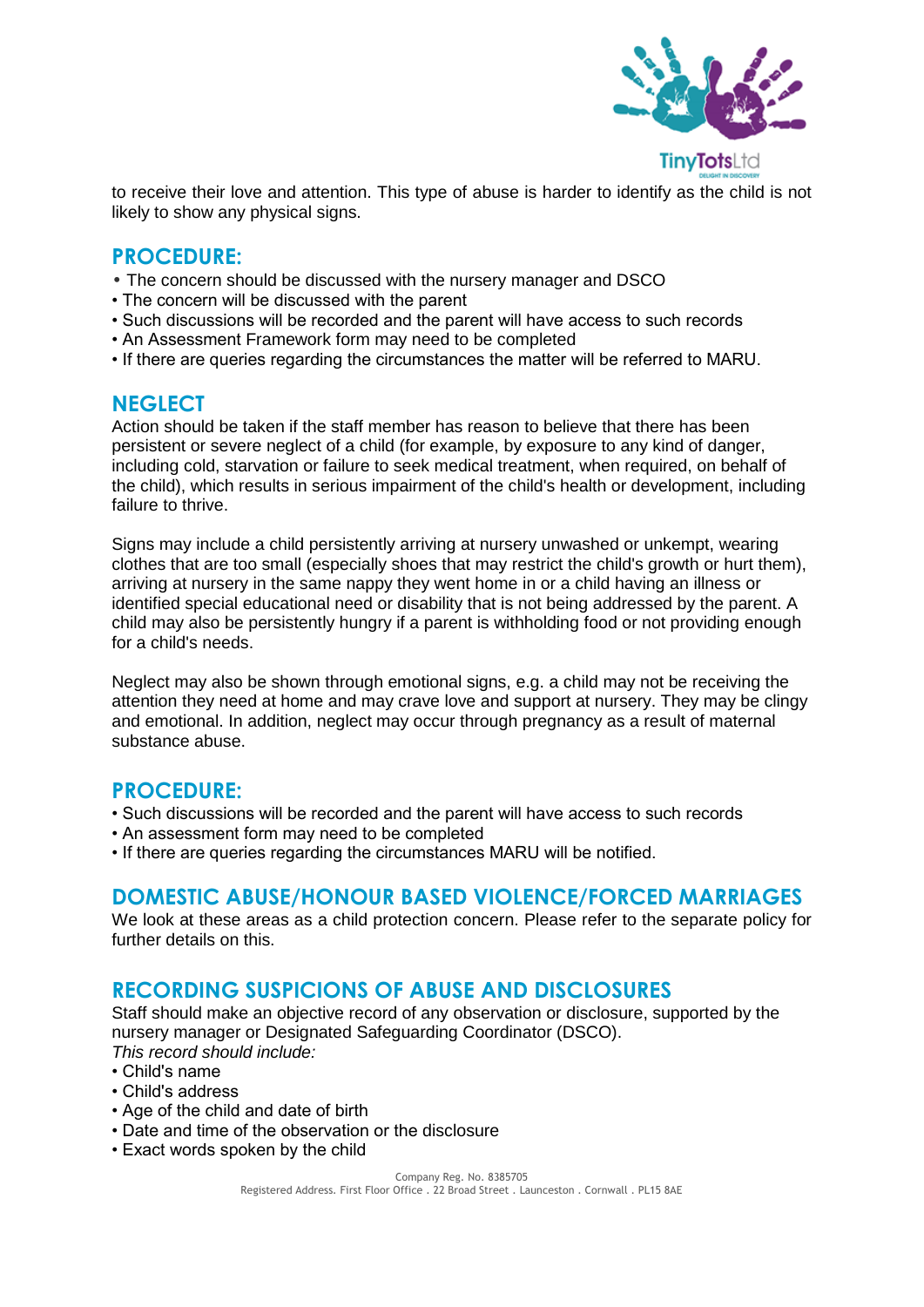to receive their love and attention. This type of abuse is harder to identify as the child is not likely to show any physical signs.

## PROCEDURE:

- The concern should be discussed with the nursery manager and DSCO
- The concern will be discussed with the parent
- Such discussions will be recorded and the parent will have access to such records
- An Assessment Framework form may need to be completed
- If there are queries regarding the circumstances the matter will be referred to MARU.

## NEGLECT

Action should be taken if the staff member has reason to believe that there has been persistent or severe neglect of a child (for example, by exposure to any kind of danger, including cold, starvation or failure to seek medical treatment, when required, on behalf of the child), which results in serious impairment of the child's health or development, including failure to thrive.

Signs may include a child persistently arriving at nursery unwashed or unkempt, wearing clothes that are too small (especially shoes that may restrict the child's growth or hurt them), arriving at nursery in the same nappy they went home in or a child having an illness or identified special educational need or disability that is not being addressed by the parent. A child may also be persistently hungry if a parent is withholding food or not providing enough for a child's needs.

Neglect may also be shown through emotional signs, e.g. a child may not be receiving the attention they need at home and may crave love and support at nursery. They may be clingy and emotional. In addition, neglect may occur through pregnancy as a result of maternal substance abuse.

## PROCEDURE:

- Such discussions will be recorded and the parent will have access to such records
- An assessment form may need to be completed
- If there are queries regarding the circumstances MARU will be notified.

## DOMESTIC ABUSE/HONOUR BASED VIOLENCE/FORCED MARRIAGES

We look at these areas as a child protection concern. Please refer to the separate policy for further details on this.

## RECORDING SUSPICIONS OF ABUSE AND DISCLOSURES

Staff should make an objective record of any observation or disclosure, supported by the nursery manager or Designated Safeguarding Coordinator (DSCO).

*This record should include:*

- Child's name
- Child's address
- Age of the child and date of birth
- Date and time of the observation or the disclosure
- Exact words spoken by the child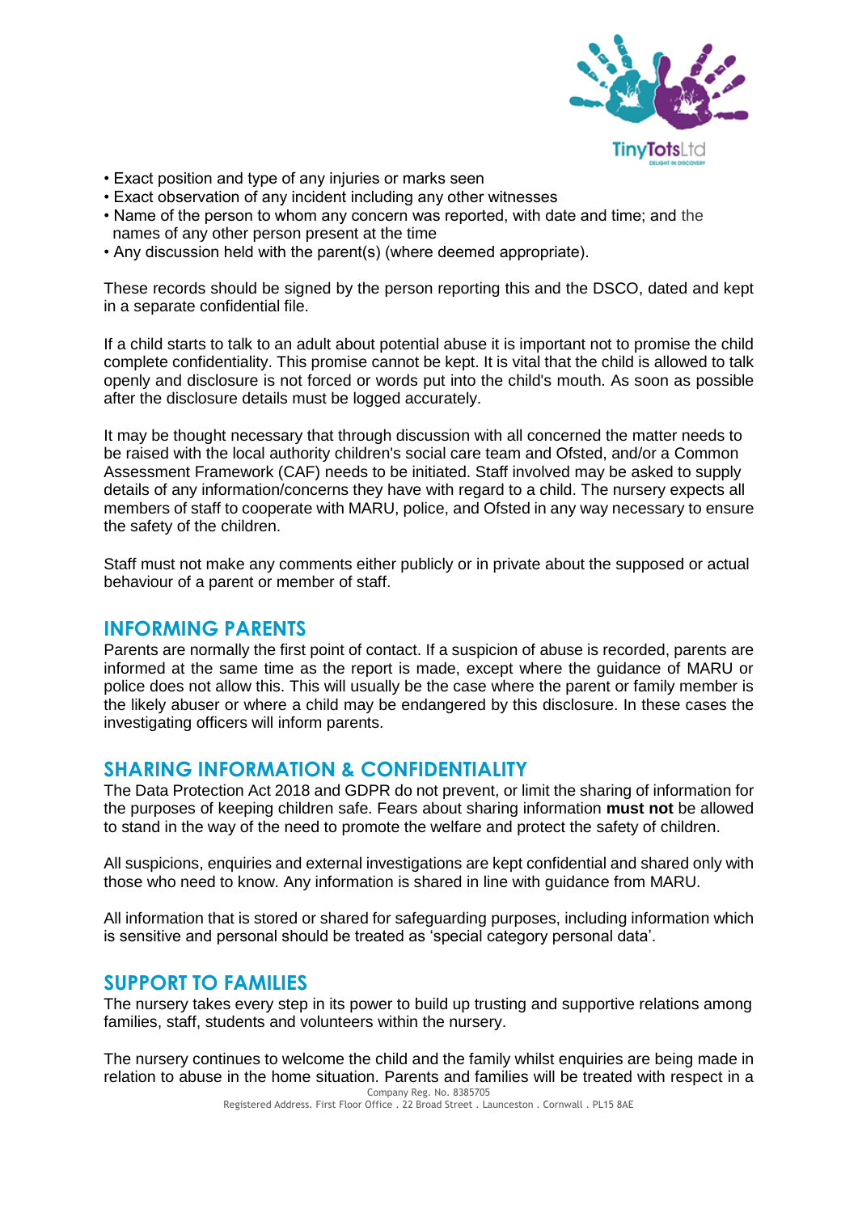- Exact position and type of any injuries or marks seen
- Exact observation of any incident including any other witnesses
- Name of the person to whom any concern was reported, with date and time; and the names of any other person present at the time
- Any discussion held with the parent(s) (where deemed appropriate).

These records should be signed by the person reporting this and the DSCO, dated and kept in a separate confidential file.

If a child starts to talk to an adult about potential abuse it is important not to promise the child complete confidentiality. This promise cannot be kept. It is vital that the child is allowed to talk openly and disclosure is not forced or words put into the child's mouth. As soon as possible after the disclosure details must be logged accurately.

It may be thought necessary that through discussion with all concerned the matter needs to be raised with the local authority children's social care team and Ofsted, and/or a Common Assessment Framework (CAF) needs to be initiated. Staff involved may be asked to supply details of any information/concerns they have with regard to a child. The nursery expects all members of staff to cooperate with MARU, police, and Ofsted in any way necessary to ensure the safety of the children.

Staff must not make any comments either publicly or in private about the supposed or actual behaviour of a parent or member of staff.

## INFORMING PARENTS

Parents are normally the first point of contact. If a suspicion of abuse is recorded, parents are informed at the same time as the report is made, except where the guidance of MARU or police does not allow this. This will usually be the case where the parent or family member is the likely abuser or where a child may be endangered by this disclosure. In these cases the investigating officers will inform parents.

## SHARING INFORMATION & CONFIDENTIALITY

The Data Protection Act 2018 and GDPR do not prevent, or limit the sharing of information for the purposes of keeping children safe. Fears about sharing information **must not** be allowed to stand in the way of the need to promote the welfare and protect the safety of children.

All suspicions, enquiries and external investigations are kept confidential and shared only with those who need to know. Any information is shared in line with guidance from MARU.

All information that is stored or shared for safeguarding purposes, including information which is sensitive and personal should be treated as 'special category personal data'.

## SUPPORT TO FAMILIES

The nursery takes every step in its power to build up trusting and supportive relations among families, staff, students and volunteers within the nursery.

The nursery continues to welcome the child and the family whilst enquiries are being made in relation to abuse in the home situation. Parents and families will be treated with respect in a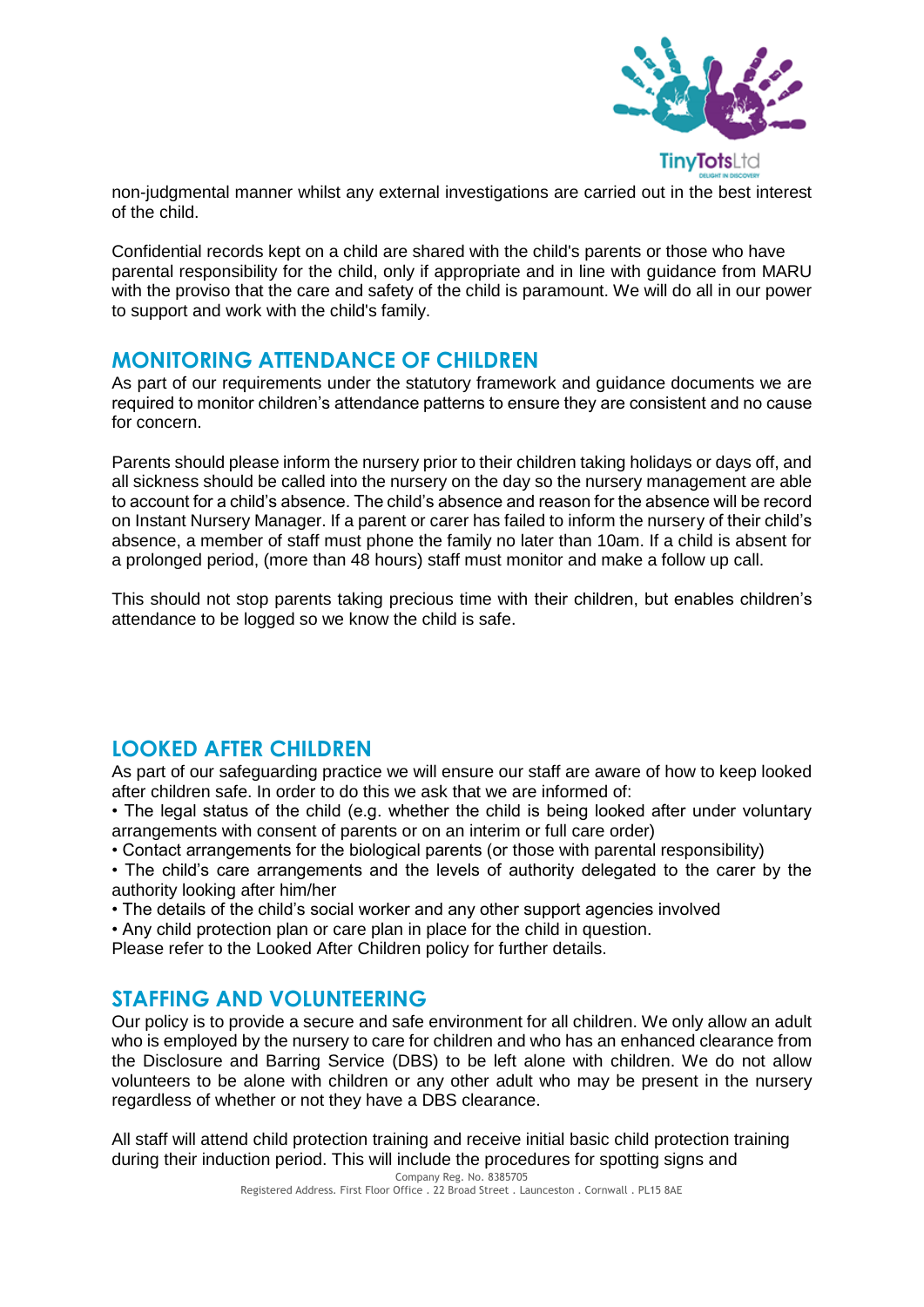non-judgmental manner whilst any external investigations are carried out in the best interest of the child.

Confidential records kept on a child are shared with the child's parents or those who have parental responsibility for the child, only if appropriate and in line with guidance from MARU with the proviso that the care and safety of the child is paramount. We will do all in our power to support and work with the child's family.

## MONITORING ATTENDANCE OF CHILDREN

As part of our requirements under the statutory framework and guidance documents we are required to monitor children's attendance patterns to ensure they are consistent and no cause for concern.

Parents should please inform the nursery prior to their children taking holidays or days off, and all sickness should be called into the nursery on the day so the nursery management are able to account for a child's absence. The child's absence and reason for the absence will be record on Instant Nursery Manager. If a parent or carer has failed to inform the nursery of their child's absence, a member of staff must phone the family no later than 10am. If a child is absent for a prolonged period, (more than 48 hours) staff must monitor and make a follow up call.

This should not stop parents taking precious time with their children, but enables children's attendance to be logged so we know the child is safe.

## LOOKED AFTER CHILDREN

As part of our safeguarding practice we will ensure our staff are aware of how to keep looked after children safe. In order to do this we ask that we are informed of:

- The legal status of the child (e.g. whether the child is being looked after under voluntary arrangements with consent of parents or on an interim or full care order)
- Contact arrangements for the biological parents (or those with parental responsibility)
- The child's care arrangements and the levels of authority delegated to the carer by the authority looking after him/her
- The details of the child's social worker and any other support agencies involved
- Any child protection plan or care plan in place for the child in question.

Please refer to the Looked After Children policy for further details.

## STAFFING AND VOLUNTEERING

Our policy is to provide a secure and safe environment for all children. We only allow an adult who is employed by the nursery to care for children and who has an enhanced clearance from the Disclosure and Barring Service (DBS) to be left alone with children. We do not allow volunteers to be alone with children or any other adult who may be present in the nursery regardless of whether or not they have a DBS clearance.

All staff will attend child protection training and receive initial basic child protection training during their induction period. This will include the procedures for spotting signs and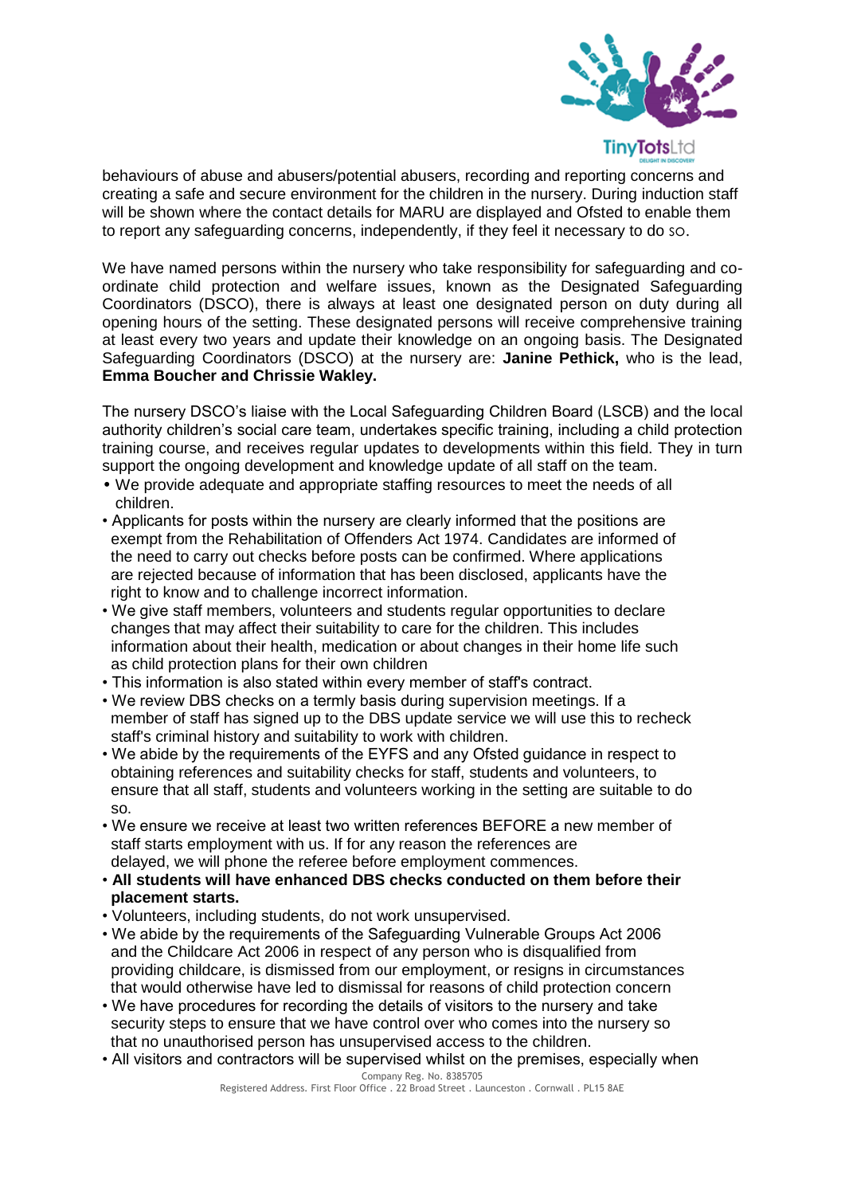behaviours of abuse and abusers/potential abusers, recording and reporting concerns and creating a safe and secure environment for the children in the nursery. During induction staff will be shown where the contact details for MARU are displayed and Ofsted to enable them to report any safeguarding concerns, independently, if they feel it necessary to do so.

We have named persons within the nursery who take responsibility for safeguarding and co-ordinate child protection and welfare issues, known as the Designated Safeguarding Coordinators (DSCO), there is always at least one designated person on duty during all opening hours of the setting. These designated persons will receive comprehensive training at least every two years and update their knowledge on an ongoing basis. The Designated Safeguarding Coordinators (DSCO) at the nursery are: **Janine Pethick,** who is the lead, **Emma Boucher and Chrissie Wakley.**

The nursery DSCO's liaise with the Local Safeguarding Children Board (LSCB) and the local authority children's social care team, undertakes specific training, including a child protection training course, and receives regular updates to developments within this field. They in turn support the ongoing development and knowledge update of all staff on the team.

- We provide adequate and appropriate staffing resources to meet the needs of all children.
- Applicants for posts within the nursery are clearly informed that the positions are exempt from the Rehabilitation of Offenders Act 1974. Candidates are informed of the need to carry out checks before posts can be confirmed. Where applications are rejected because of information that has been disclosed, applicants have the right to know and to challenge incorrect information.
- We give staff members, volunteers and students regular opportunities to declare changes that may affect their suitability to care for the children. This includes information about their health, medication or about changes in their home life such as child protection plans for their own children
- This information is also stated within every member of staff's contract.
- We review DBS checks on a termly basis during supervision meetings. If a member of staff has signed up to the DBS update service we will use this to recheck staff's criminal history and suitability to work with children.
- We abide by the requirements of the EYFS and any Ofsted guidance in respect to obtaining references and suitability checks for staff, students and volunteers, to ensure that all staff, students and volunteers working in the setting are suitable to do so.
- We ensure we receive at least two written references BEFORE a new member of staff starts employment with us. If for any reason the references are delayed, we will phone the referee before employment commences.
- **All students will have enhanced DBS checks conducted on them before their placement starts.**
- Volunteers, including students, do not work unsupervised.
- We abide by the requirements of the Safeguarding Vulnerable Groups Act 2006 and the Childcare Act 2006 in respect of any person who is disqualified from providing childcare, is dismissed from our employment, or resigns in circumstances that would otherwise have led to dismissal for reasons of child protection concern
- We have procedures for recording the details of visitors to the nursery and take security steps to ensure that we have control over who comes into the nursery so that no unauthorised person has unsupervised access to the children.
- All visitors and contractors will be supervised whilst on the premises, especially when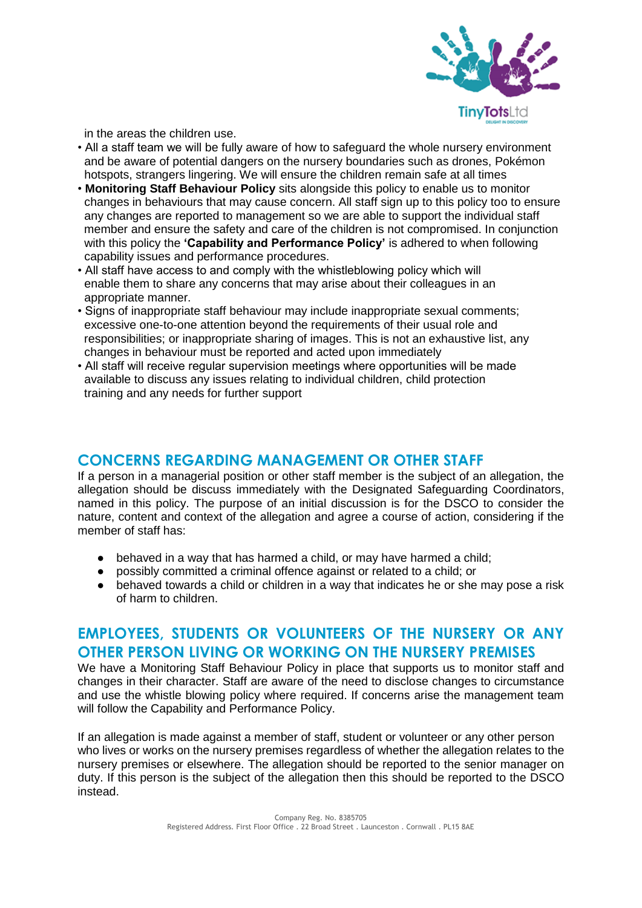in the areas the children use.

- All a staff team we will be fully aware of how to safeguard the whole nursery environment and be aware of potential dangers on the nursery boundaries such as drones, Pokémon hotspots, strangers lingering. We will ensure the children remain safe at all times
- **Monitoring Staff Behaviour Policy** sits alongside this policy to enable us to monitor changes in behaviours that may cause concern. All staff sign up to this policy too to ensure any changes are reported to management so we are able to support the individual staff member and ensure the safety and care of the children is not compromised. In conjunction with this policy the **'Capability and Performance Policy'** is adhered to when following capability issues and performance procedures.
- All staff have access to and comply with the whistleblowing policy which will enable them to share any concerns that may arise about their colleagues in an appropriate manner.
- Signs of inappropriate staff behaviour may include inappropriate sexual comments; excessive one-to-one attention beyond the requirements of their usual role and responsibilities; or inappropriate sharing of images. This is not an exhaustive list, any changes in behaviour must be reported and acted upon immediately
- All staff will receive regular supervision meetings where opportunities will be made available to discuss any issues relating to individual children, child protection training and any needs for further support

## CONCERNS REGARDING MANAGEMENT OR OTHER STAFF

If a person in a managerial position or other staff member is the subject of an allegation, the allegation should be discuss immediately with the Designated Safeguarding Coordinators, named in this policy. The purpose of an initial discussion is for the DSCO to consider the nature, content and context of the allegation and agree a course of action, considering if the member of staff has:

- behaved in a way that has harmed a child, or may have harmed a child;
- possibly committed a criminal offence against or related to a child; or
- behaved towards a child or children in a way that indicates he or she may pose a risk of harm to children.

## EMPLOYEES, STUDENTS OR VOLUNTEERS OF THE NURSERY OR ANY OTHER PERSON LIVING OR WORKING ON THE NURSERY PREMISES

We have a Monitoring Staff Behaviour Policy in place that supports us to monitor staff and changes in their character. Staff are aware of the need to disclose changes to circumstance and use the whistle blowing policy where required. If concerns arise the management team will follow the Capability and Performance Policy.

If an allegation is made against a member of staff, student or volunteer or any other person who lives or works on the nursery premises regardless of whether the allegation relates to the nursery premises or elsewhere. The allegation should be reported to the senior manager on duty. If this person is the subject of the allegation then this should be reported to the DSCO instead.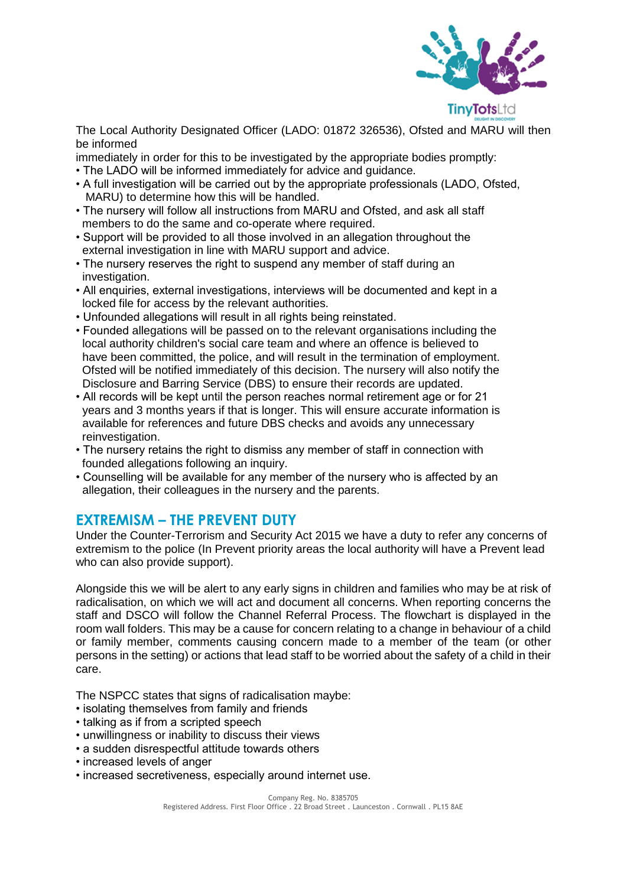The Local Authority Designated Officer (LADO: 01872 326536), Ofsted and MARU will then be informed
immediately in order for this to be investigated by the appropriate bodies promptly:

- The LADO will be informed immediately for advice and guidance.
- A full investigation will be carried out by the appropriate professionals (LADO, Ofsted, MARU) to determine how this will be handled.
- The nursery will follow all instructions from MARU and Ofsted, and ask all staff members to do the same and co-operate where required.
- Support will be provided to all those involved in an allegation throughout the external investigation in line with MARU support and advice.
- The nursery reserves the right to suspend any member of staff during an investigation.
- All enquiries, external investigations, interviews will be documented and kept in a locked file for access by the relevant authorities.
- Unfounded allegations will result in all rights being reinstated.
- Founded allegations will be passed on to the relevant organisations including the local authority children's social care team and where an offence is believed to have been committed, the police, and will result in the termination of employment. Ofsted will be notified immediately of this decision. The nursery will also notify the Disclosure and Barring Service (DBS) to ensure their records are updated.
- All records will be kept until the person reaches normal retirement age or for 21 years and 3 months years if that is longer. This will ensure accurate information is available for references and future DBS checks and avoids any unnecessary reinvestigation.
- The nursery retains the right to dismiss any member of staff in connection with founded allegations following an inquiry.
- Counselling will be available for any member of the nursery who is affected by an allegation, their colleagues in the nursery and the parents.

## EXTREMISM – THE PREVENT DUTY

Under the Counter-Terrorism and Security Act 2015 we have a duty to refer any concerns of extremism to the police (In Prevent priority areas the local authority will have a Prevent lead who can also provide support).

Alongside this we will be alert to any early signs in children and families who may be at risk of radicalisation, on which we will act and document all concerns. When reporting concerns the staff and DSCO will follow the Channel Referral Process. The flowchart is displayed in the room wall folders. This may be a cause for concern relating to a change in behaviour of a child or family member, comments causing concern made to a member of the team (or other persons in the setting) or actions that lead staff to be worried about the safety of a child in their care.

The NSPCC states that signs of radicalisation maybe:

- isolating themselves from family and friends
- talking as if from a scripted speech
- unwillingness or inability to discuss their views
- a sudden disrespectful attitude towards others
- increased levels of anger
- increased secretiveness, especially around internet use.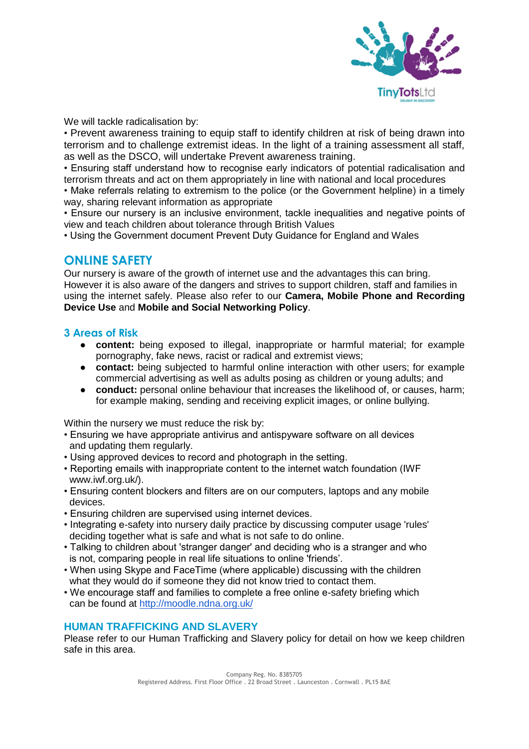We will tackle radicalisation by:

• Prevent awareness training to equip staff to identify children at risk of being drawn into terrorism and to challenge extremist ideas. In the light of a training assessment all staff, as well as the DSCO, will undertake Prevent awareness training.
• Ensuring staff understand how to recognise early indicators of potential radicalisation and terrorism threats and act on them appropriately in line with national and local procedures
• Make referrals relating to extremism to the police (or the Government helpline) in a timely way, sharing relevant information as appropriate
• Ensure our nursery is an inclusive environment, tackle inequalities and negative points of view and teach children about tolerance through British Values
• Using the Government document Prevent Duty Guidance for England and Wales

## ONLINE SAFETY

Our nursery is aware of the growth of internet use and the advantages this can bring. However it is also aware of the dangers and strives to support children, staff and families in using the internet safely. Please also refer to our **Camera, Mobile Phone and Recording Device Use** and **Mobile and Social Networking Policy**.

### 3 Areas of Risk

- **content:** being exposed to illegal, inappropriate or harmful material; for example pornography, fake news, racist or radical and extremist views;
- **contact:** being subjected to harmful online interaction with other users; for example commercial advertising as well as adults posing as children or young adults; and
- **conduct:** personal online behaviour that increases the likelihood of, or causes, harm; for example making, sending and receiving explicit images, or online bullying.

Within the nursery we must reduce the risk by:

• Ensuring we have appropriate antivirus and antispyware software on all devices and updating them regularly.
• Using approved devices to record and photograph in the setting.
• Reporting emails with inappropriate content to the internet watch foundation (IWF www.iwf.org.uk/).
• Ensuring content blockers and filters are on our computers, laptops and any mobile devices.
• Ensuring children are supervised using internet devices.
• Integrating e-safety into nursery daily practice by discussing computer usage 'rules' deciding together what is safe and what is not safe to do online.
• Talking to children about 'stranger danger' and deciding who is a stranger and who is not, comparing people in real life situations to online 'friends'.
• When using Skype and FaceTime (where applicable) discussing with the children what they would do if someone they did not know tried to contact them.
• We encourage staff and families to complete a free online e-safety briefing which can be found at http://moodle.ndna.org.uk/

## HUMAN TRAFFICKING AND SLAVERY

Please refer to our Human Trafficking and Slavery policy for detail on how we keep children safe in this area.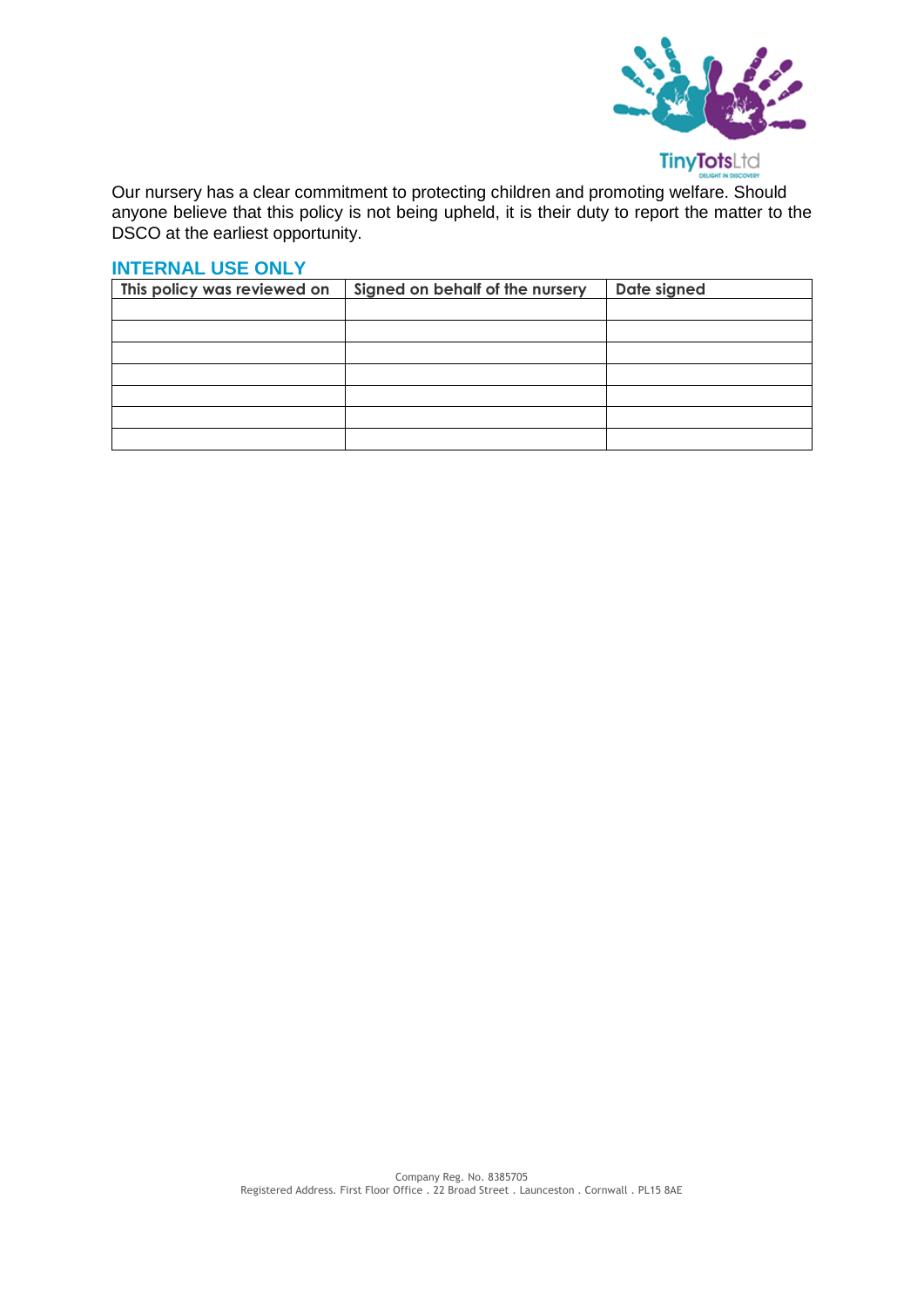Our nursery has a clear commitment to protecting children and promoting welfare. Should anyone believe that this policy is not being upheld, it is their duty to report the matter to the DSCO at the earliest opportunity.

## INTERNAL USE ONLY

| This policy was reviewed on | Signed on behalf of the nursery | Date signed |
|---|---|---|
| | | |
| | | |
| | | |
| | | |
| | | |
| | | |
| | | |

Company Reg. No. 8385705
Registered Address. First Floor Office . 22 Broad Street . Launceston . Cornwall . PL15 8AE